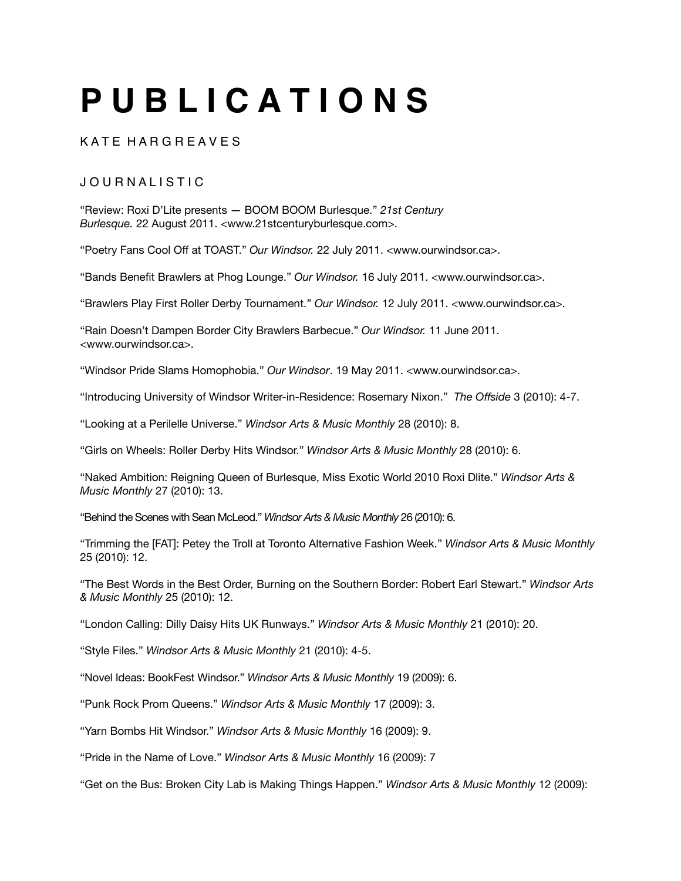# P U B L I C A T I O N S

## K A T E H A R G R E A V E S

### J O U R N A L I S T I C

“Review: Roxi D’Lite presents — BOOM BOOM Burlesque.” *21st Century Burlesque.* 22 August 2011. <www.21stcenturyburlesque.com>.

“Poetry Fans Cool Off at TOAST.” *Our Windsor.* 22 July 2011. <www.ourwindsor.ca>.

“Bands Benefit Brawlers at Phog Lounge.” *Our Windsor.* 16 July 2011. <www.ourwindsor.ca>.

“Brawlers Play First Roller Derby Tournament.” *Our Windsor.* 12 July 2011. <www.ourwindsor.ca>.

“Rain Doesn’t Dampen Border City Brawlers Barbecue.” *Our Windsor.* 11 June 2011. <www.ourwindsor.ca>.

“Windsor Pride Slams Homophobia.” *Our Windsor*. 19 May 2011. <www.ourwindsor.ca>.

“Introducing University of Windsor Writer-in-Residence: Rosemary Nixon.” *The Offside* 3 (2010): 4-7.

“Looking at a Perilelle Universe.” *Windsor Arts & Music Monthly* 28 (2010): 8.

“Girls on Wheels: Roller Derby Hits Windsor.” *Windsor Arts & Music Monthly* 28 (2010): 6.

“Naked Ambition: Reigning Queen of Burlesque, Miss Exotic World 2010 Roxi Dlite.” *Windsor Arts & Music Monthly* 27 (2010): 13.

“Behind the Scenes with Sean McLeod.” *Windsor Arts & Music Monthly* 26 (2010): 6.

“Trimming the [FAT]: Petey the Troll at Toronto Alternative Fashion Week.” *Windsor Arts & Music Monthly* 25 (2010): 12.

“The Best Words in the Best Order, Burning on the Southern Border: Robert Earl Stewart.” *Windsor Arts & Music Monthly* 25 (2010): 12.

“London Calling: Dilly Daisy Hits UK Runways.” *Windsor Arts & Music Monthly* 21 (2010): 20.

“Style Files.” *Windsor Arts & Music Monthly* 21 (2010): 4-5.

“Novel Ideas: BookFest Windsor.” *Windsor Arts & Music Monthly* 19 (2009): 6.

“Punk Rock Prom Queens.” *Windsor Arts & Music Monthly* 17 (2009): 3.

“Yarn Bombs Hit Windsor.” *Windsor Arts & Music Monthly* 16 (2009): 9.

“Pride in the Name of Love.” *Windsor Arts & Music Monthly* 16 (2009): 7

“Get on the Bus: Broken City Lab is Making Things Happen.” *Windsor Arts & Music Monthly* 12 (2009):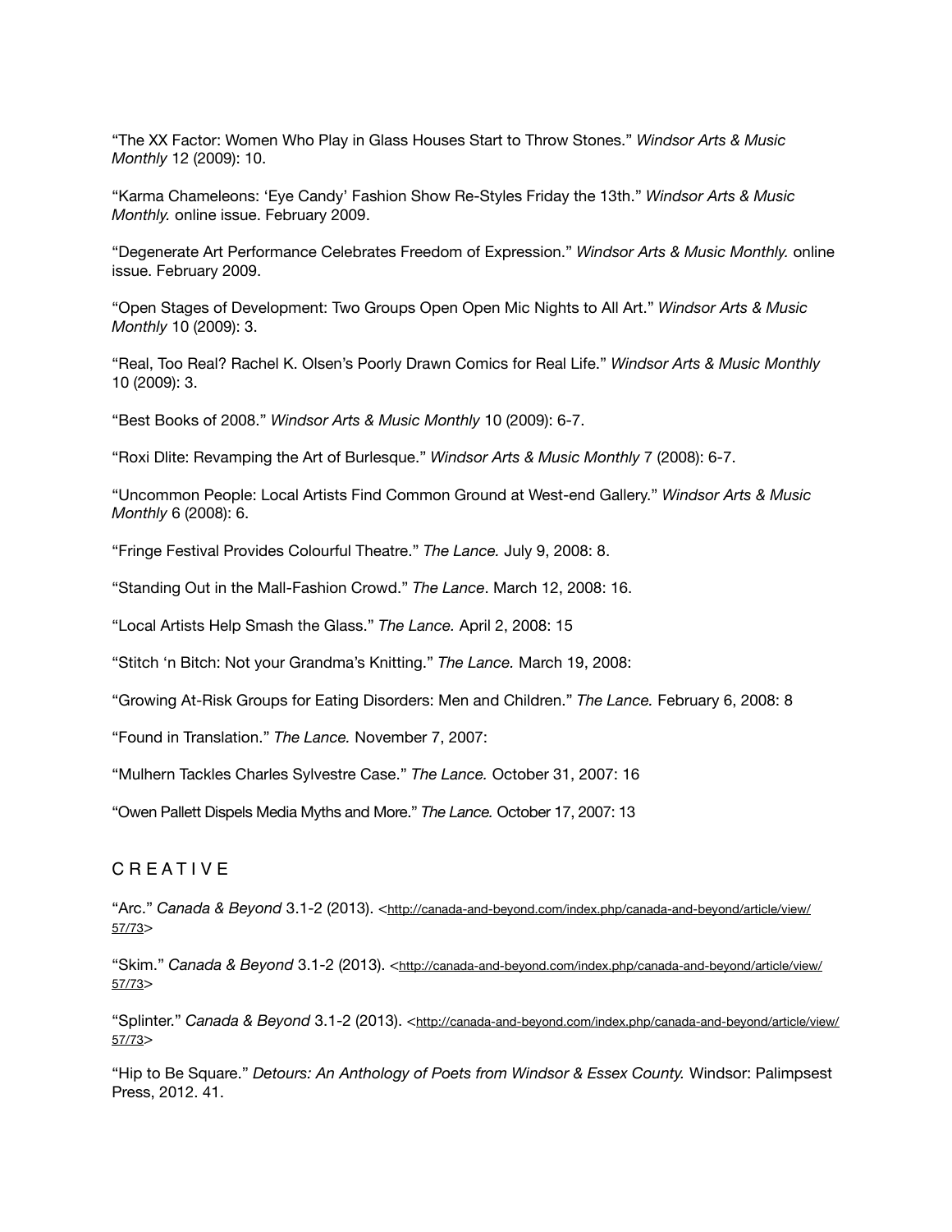"The XX Factor: Women Who Play in Glass Houses Start to Throw Stones." *Windsor Arts & Music Monthly* 12 (2009): 10.

"Karma Chameleons: 'Eye Candy' Fashion Show Re-Styles Friday the 13th." *Windsor Arts & Music Monthly.* online issue. February 2009.

"Degenerate Art Performance Celebrates Freedom of Expression." *Windsor Arts & Music Monthly.* online issue. February 2009.

"Open Stages of Development: Two Groups Open Open Mic Nights to All Art." *Windsor Arts & Music Monthly* 10 (2009): 3.

"Real, Too Real? Rachel K. Olsen's Poorly Drawn Comics for Real Life." *Windsor Arts & Music Monthly* 10 (2009): 3.

"Best Books of 2008." *Windsor Arts & Music Monthly* 10 (2009): 6-7.

"Roxi Dlite: Revamping the Art of Burlesque." *Windsor Arts & Music Monthly* 7 (2008): 6-7.

"Uncommon People: Local Artists Find Common Ground at West-end Gallery." *Windsor Arts & Music Monthly* 6 (2008): 6.

"Fringe Festival Provides Colourful Theatre." *The Lance.* July 9, 2008: 8.

"Standing Out in the Mall-Fashion Crowd." *The Lance*. March 12, 2008: 16.

"Local Artists Help Smash the Glass." *The Lance.* April 2, 2008: 15

"Stitch 'n Bitch: Not your Grandma's Knitting." *The Lance.* March 19, 2008:

"Growing At-Risk Groups for Eating Disorders: Men and Children." *The Lance.* February 6, 2008: 8

"Found in Translation." *The Lance.* November 7, 2007:

"Mulhern Tackles Charles Sylvestre Case." *The Lance.* October 31, 2007: 16

"Owen Pallett Dispels Media Myths and More." *The Lance.* October 17, 2007: 13

## C R E A T I V E

"Arc." *Canada & Beyond* 3.1-2 (2013). <http://canada-and-beyond.com/index.php/canada-and-beyond/article/view/57/73>

"Skim." *Canada & Beyond* 3.1-2 (2013). <http://canada-and-beyond.com/index.php/canada-and-beyond/article/view/57/73>

"Splinter." *Canada & Beyond* 3.1-2 (2013). <http://canada-and-beyond.com/index.php/canada-and-beyond/article/view/57/73>

"Hip to Be Square." *Detours: An Anthology of Poets from Windsor & Essex County.* Windsor: Palimpsest Press, 2012. 41.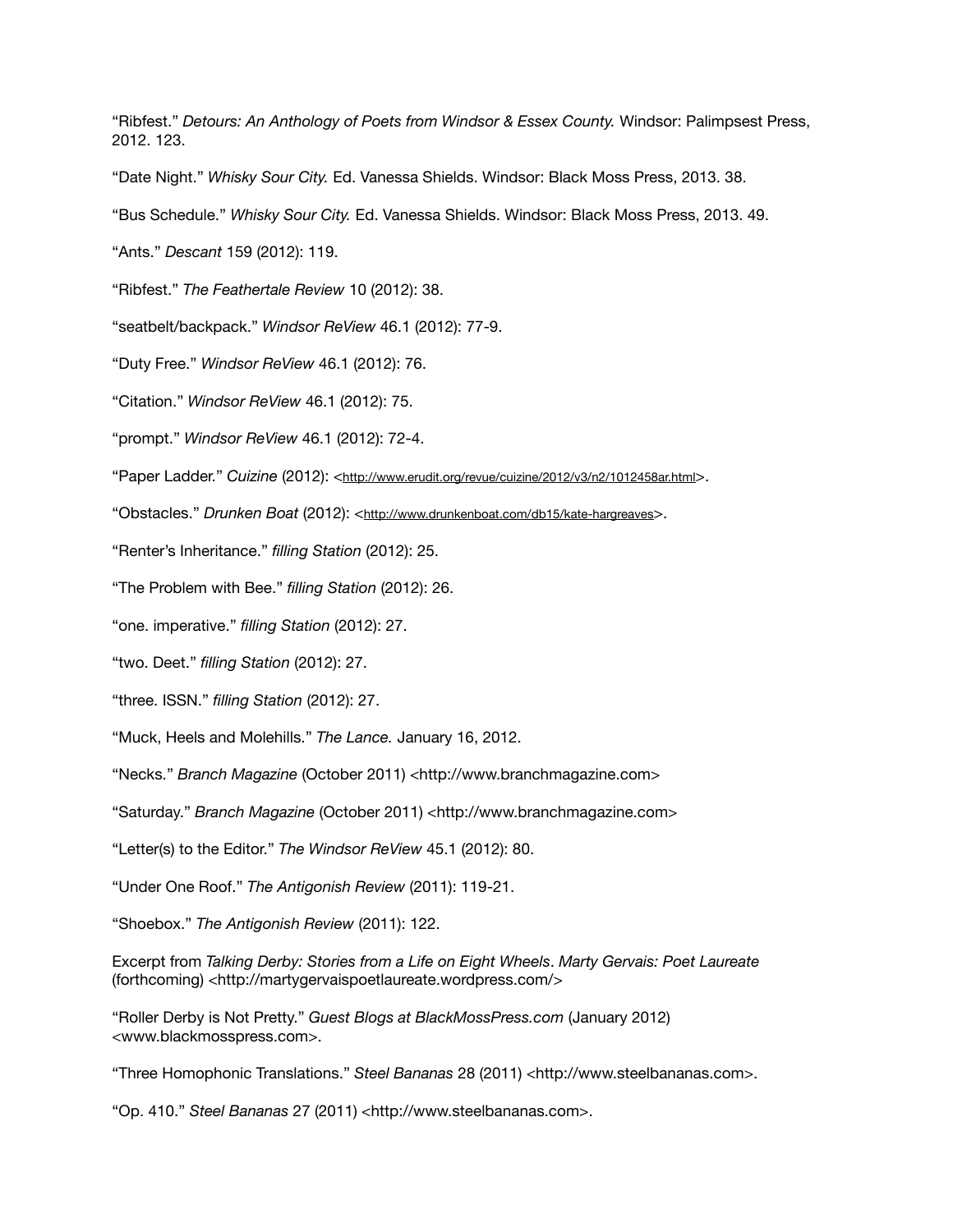"Ribfest." *Detours: An Anthology of Poets from Windsor & Essex County.* Windsor: Palimpsest Press, 2012. 123.

"Date Night." *Whisky Sour City.* Ed. Vanessa Shields. Windsor: Black Moss Press, 2013. 38.

"Bus Schedule." *Whisky Sour City.* Ed. Vanessa Shields. Windsor: Black Moss Press, 2013. 49.

"Ants." *Descant* 159 (2012): 119.

"Ribfest." *The Feathertale Review* 10 (2012): 38.

"seatbelt/backpack." *Windsor ReView* 46.1 (2012): 77-9.

"Duty Free." *Windsor ReView* 46.1 (2012): 76.

"Citation." *Windsor ReView* 46.1 (2012): 75.

"prompt." *Windsor ReView* 46.1 (2012): 72-4.

"Paper Ladder." *Cuizine* (2012): <http://www.erudit.org/revue/cuizine/2012/v3/n2/1012458ar.html>.

"Obstacles." *Drunken Boat* (2012): <http://www.drunkenboat.com/db15/kate-hargreaves>.

"Renter's Inheritance." *filling Station* (2012): 25.

"The Problem with Bee." *filling Station* (2012): 26.

"one. imperative." *filling Station* (2012): 27.

"two. Deet." *filling Station* (2012): 27.

"three. ISSN." *filling Station* (2012): 27.

"Muck, Heels and Molehills." *The Lance.* January 16, 2012.

"Necks." *Branch Magazine* (October 2011) <http://www.branchmagazine.com>

"Saturday." *Branch Magazine* (October 2011) <http://www.branchmagazine.com>

"Letter(s) to the Editor." *The Windsor ReView* 45.1 (2012): 80.

"Under One Roof." *The Antigonish Review* (2011): 119-21.

"Shoebox." *The Antigonish Review* (2011): 122.

Excerpt from *Talking Derby: Stories from a Life on Eight Wheels*. *Marty Gervais: Poet Laureate* (forthcoming) <http://martygervaispoetlaureate.wordpress.com/>

"Roller Derby is Not Pretty." *Guest Blogs at BlackMossPress.com* (January 2012) <www.blackmosspress.com>.

"Three Homophonic Translations." *Steel Bananas* 28 (2011) <http://www.steelbananas.com>.

"Op. 410." *Steel Bananas* 27 (2011) <http://www.steelbananas.com>.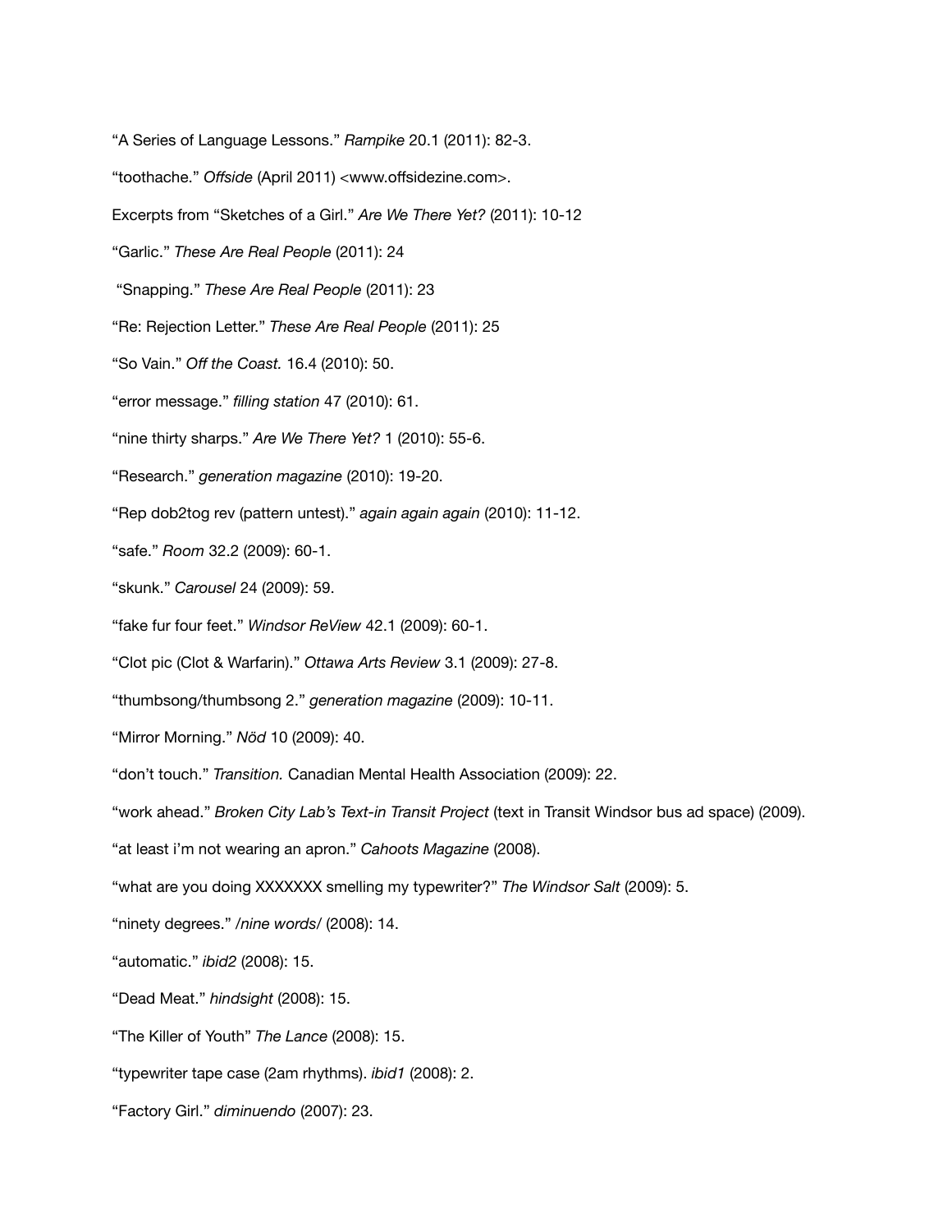“A Series of Language Lessons.” *Rampike* 20.1 (2011): 82-3.

“toothache.” *Offside* (April 2011) <www.offsidezine.com>.

Excerpts from “Sketches of a Girl.” *Are We There Yet?* (2011): 10-12

“Garlic.” *These Are Real People* (2011): 24

“Snapping.” *These Are Real People* (2011): 23

“Re: Rejection Letter.” *These Are Real People* (2011): 25

“So Vain.” *Off the Coast.* 16.4 (2010): 50.

“error message.” *filling station* 47 (2010): 61.

“nine thirty sharps.” *Are We There Yet?* 1 (2010): 55-6.

“Research.” *generation magazine* (2010): 19-20.

“Rep dob2tog rev (pattern untest).” *again again again* (2010): 11-12.

“safe.” *Room* 32.2 (2009): 60-1.

“skunk.” *Carousel* 24 (2009): 59.

“fake fur four feet.” *Windsor ReView* 42.1 (2009): 60-1.

“Clot pic (Clot & Warfarin).” *Ottawa Arts Review* 3.1 (2009): 27-8.

“thumbsong/thumbsong 2.” *generation magazine* (2009): 10-11.

“Mirror Morning.” *Nöd* 10 (2009): 40.

“don’t touch.” *Transition.* Canadian Mental Health Association (2009): 22.

“work ahead.” *Broken City Lab’s Text-in Transit Project* (text in Transit Windsor bus ad space) (2009).

“at least i’m not wearing an apron.” *Cahoots Magazine* (2008).

“what are you doing XXXXXXX smelling my typewriter?” *The Windsor Salt* (2009): 5.

“ninety degrees.” */nine words/* (2008): 14.

“automatic.” *ibid2* (2008): 15.

“Dead Meat.” *hindsight* (2008): 15.

“The Killer of Youth” *The Lance* (2008): 15.

“typewriter tape case (2am rhythms). *ibid1* (2008): 2.

“Factory Girl.” *diminuendo* (2007): 23.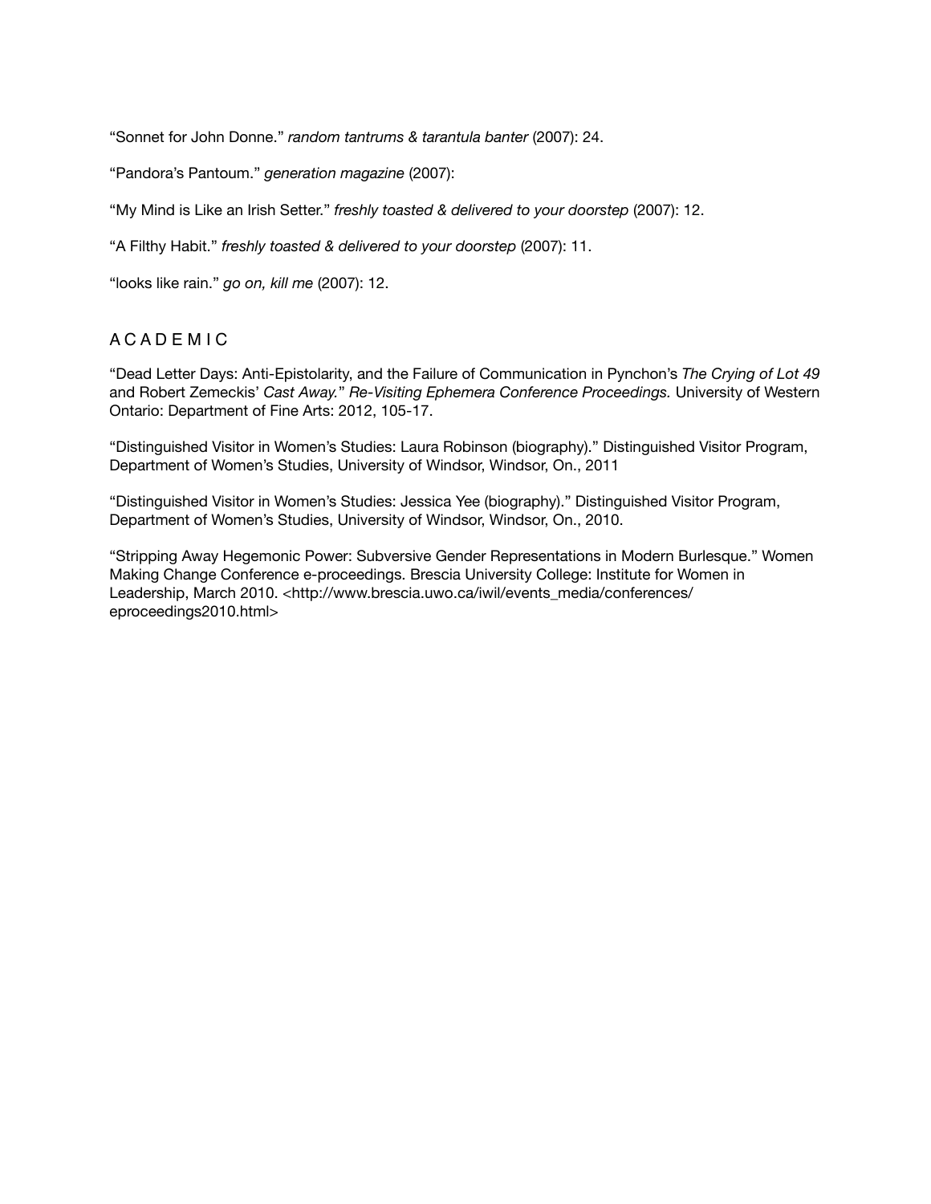"Sonnet for John Donne." *random tantrums & tarantula banter* (2007): 24.

"Pandora's Pantoum." *generation magazine* (2007):

"My Mind is Like an Irish Setter." *freshly toasted & delivered to your doorstep* (2007): 12.

"A Filthy Habit." *freshly toasted & delivered to your doorstep* (2007): 11.

"looks like rain." *go on, kill me* (2007): 12.

## A C A D E M I C

"Dead Letter Days: Anti-Epistolarity, and the Failure of Communication in Pynchon's *The Crying of Lot 49* and Robert Zemeckis' *Cast Away.*" *Re-Visiting Ephemera Conference Proceedings.* University of Western Ontario: Department of Fine Arts: 2012, 105-17.

"Distinguished Visitor in Women's Studies: Laura Robinson (biography)." Distinguished Visitor Program, Department of Women's Studies, University of Windsor, Windsor, On., 2011

"Distinguished Visitor in Women's Studies: Jessica Yee (biography)." Distinguished Visitor Program, Department of Women's Studies, University of Windsor, Windsor, On., 2010.

"Stripping Away Hegemonic Power: Subversive Gender Representations in Modern Burlesque." Women Making Change Conference e-proceedings. Brescia University College: Institute for Women in Leadership, March 2010. <http://www.brescia.uwo.ca/iwil/events_media/conferences/eproceedings2010.html>